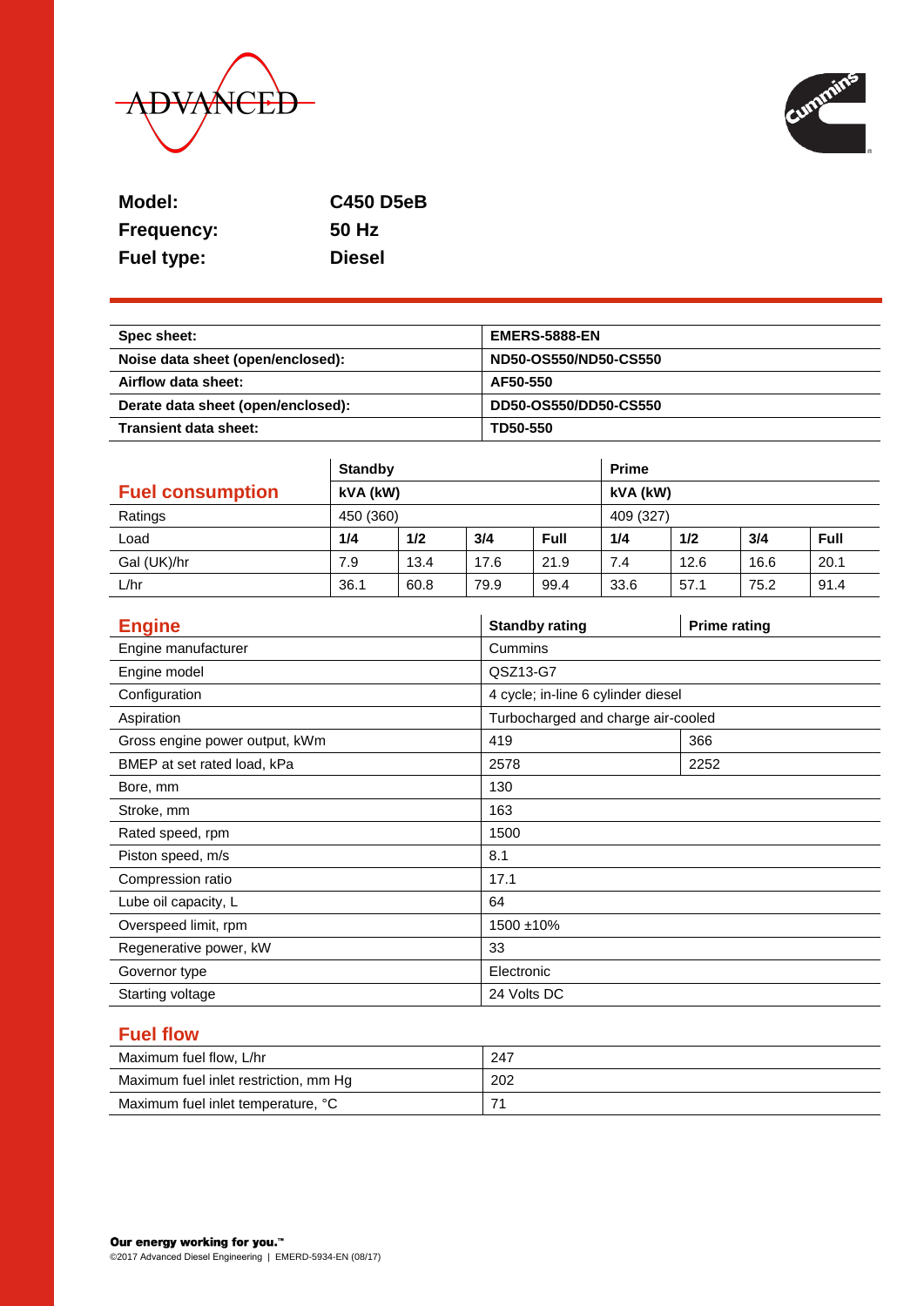| | |
|---|---|
| **Model:** | **C450 D5eB** |
| **Frequency:** | **50 Hz** |
| **Fuel type:** | **Diesel** |

| | |
|---|---|
| **Spec sheet:** | **EMERS-5888-EN** |
| **Noise data sheet (open/enclosed):** | **ND50-OS550/ND50-CS550** |
| **Airflow data sheet:** | **AF50-550** |
| **Derate data sheet (open/enclosed):** | **DD50-OS550/DD50-CS550** |
| **Transient data sheet:** | **TD50-550** |

## Fuel consumption

| | **Standby** | | | | **Prime** | | | |
|---|---|---|---|---|---|---|---|---|
| | **kVA (kW)** | | | | **kVA (kW)** | | | |
| Ratings | 450 (360) | | | | 409 (327) | | | |
| Load | **1/4** | **1/2** | **3/4** | **Full** | **1/4** | **1/2** | **3/4** | **Full** |
| Gal (UK)/hr | 7.9 | 13.4 | 17.6 | 21.9 | 7.4 | 12.6 | 16.6 | 20.1 |
| L/hr | 36.1 | 60.8 | 79.9 | 99.4 | 33.6 | 57.1 | 75.2 | 91.4 |

## Engine

| | **Standby rating** | **Prime rating** |
|---|---|---|
| Engine manufacturer | Cummins | |
| Engine model | QSZ13-G7 | |
| Configuration | 4 cycle; in-line 6 cylinder diesel | |
| Aspiration | Turbocharged and charge air-cooled | |
| Gross engine power output, kWm | 419 | 366 |
| BMEP at set rated load, kPa | 2578 | 2252 |
| Bore, mm | 130 | |
| Stroke, mm | 163 | |
| Rated speed, rpm | 1500 | |
| Piston speed, m/s | 8.1 | |
| Compression ratio | 17.1 | |
| Lube oil capacity, L | 64 | |
| Overspeed limit, rpm | 1500 ±10% | |
| Regenerative power, kW | 33 | |
| Governor type | Electronic | |
| Starting voltage | 24 Volts DC | |

## Fuel flow

| | |
|---|---|
| Maximum fuel flow, L/hr | 247 |
| Maximum fuel inlet restriction, mm Hg | 202 |
| Maximum fuel inlet temperature, °C | 71 |

**Our energy working for you.™**

©2017 Advanced Diesel Engineering | EMERD-5934-EN (08/17)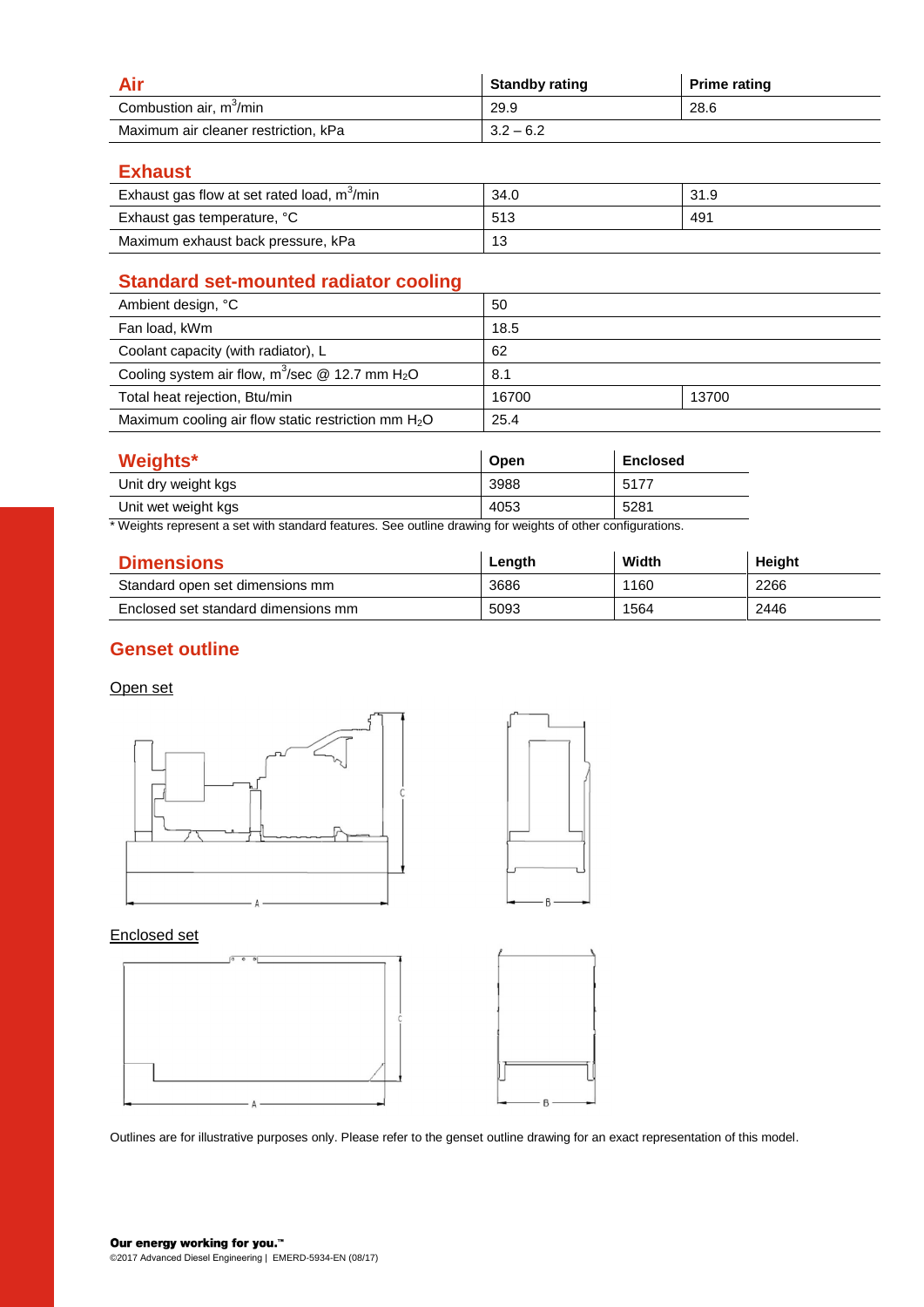## Air

| Air | Standby rating | Prime rating |
|---|---|---|
| Combustion air, $m^3$/min | 29.9 | 28.6 |
| Maximum air cleaner restriction, kPa | 3.2 – 6.2 | |

## Exhaust

| Exhaust | | |
|---|---|---|
| Exhaust gas flow at set rated load, $m^3$/min | 34.0 | 31.9 |
| Exhaust gas temperature, °C | 513 | 491 |
| Maximum exhaust back pressure, kPa | 13 | |

## Standard set-mounted radiator cooling

| Standard set-mounted radiator cooling | | |
|---|---|---|
| Ambient design, °C | 50 | |
| Fan load, kWm | 18.5 | |
| Coolant capacity (with radiator), L | 62 | |
| Cooling system air flow, $m^3$/sec @ 12.7 mm $H_2O$ | 8.1 | |
| Total heat rejection, Btu/min | 16700 | 13700 |
| Maximum cooling air flow static restriction mm $H_2O$ | 25.4 | |

## Weights*

| Weights* | Open | Enclosed |
|---|---|---|
| Unit dry weight kgs | 3988 | 5177 |
| Unit wet weight kgs | 4053 | 5281 |

\* Weights represent a set with standard features. See outline drawing for weights of other configurations.

## Dimensions

| Dimensions | Length | Width | Height |
|---|---|---|---|
| Standard open set dimensions mm | 3686 | 1160 | 2266 |
| Enclosed set standard dimensions mm | 5093 | 1564 | 2446 |

## Genset outline

Open set

Enclosed set

Outlines are for illustrative purposes only. Please refer to the genset outline drawing for an exact representation of this model.

**Our energy working for you.™**

©2017 Advanced Diesel Engineering | EMERD-5934-EN (08/17)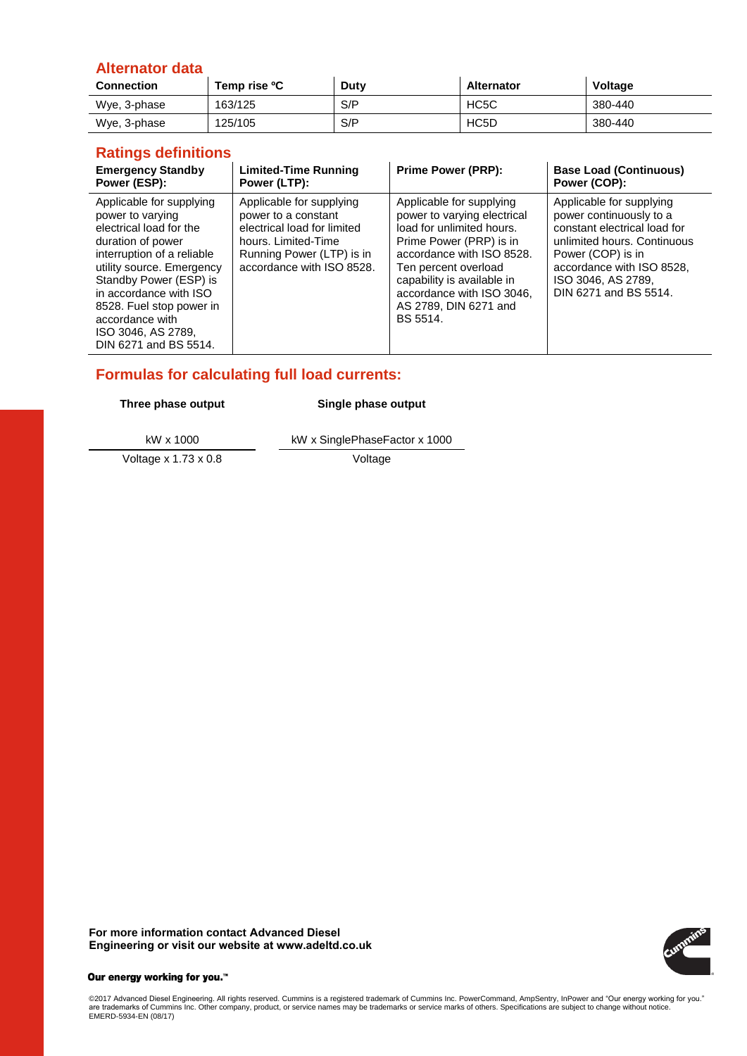## Alternator data

| Connection | Temp rise ºC | Duty | Alternator | Voltage |
|---|---|---|---|---|
| Wye, 3-phase | 163/125 | S/P | HC5C | 380-440 |
| Wye, 3-phase | 125/105 | S/P | HC5D | 380-440 |

## Ratings definitions

| Emergency Standby Power (ESP): | Limited-Time Running Power (LTP): | Prime Power (PRP): | Base Load (Continuous) Power (COP): |
|---|---|---|---|
| Applicable for supplying power to varying electrical load for the duration of power interruption of a reliable utility source. Emergency Standby Power (ESP) is in accordance with ISO 8528. Fuel stop power in accordance with ISO 3046, AS 2789, DIN 6271 and BS 5514. | Applicable for supplying power to a constant electrical load for limited hours. Limited-Time Running Power (LTP) is in accordance with ISO 8528. | Applicable for supplying power to varying electrical load for unlimited hours. Prime Power (PRP) is in accordance with ISO 8528. Ten percent overload capability is available in accordance with ISO 3046, AS 2789, DIN 6271 and BS 5514. | Applicable for supplying power continuously to a constant electrical load for unlimited hours. Continuous Power (COP) is in accordance with ISO 8528, ISO 3046, AS 2789, DIN 6271 and BS 5514. |

## Formulas for calculating full load currents:

**Three phase output**

$$\frac{\text{kW} \times 1000}{\text{Voltage} \times 1.73 \times 0.8}$$

**Single phase output**

$$\frac{\text{kW} \times \text{SinglePhaseFactor} \times 1000}{\text{Voltage}}$$

**For more information contact Advanced Diesel Engineering or visit our website at www.adeltd.co.uk**

**Our energy working for you.™**

©2017 Advanced Diesel Engineering. All rights reserved. Cummins is a registered trademark of Cummins Inc. PowerCommand, AmpSentry, InPower and "Our energy working for you." are trademarks of Cummins Inc. Other company, product, or service names may be trademarks or service marks of others. Specifications are subject to change without notice.
EMERD-5934-EN (08/17)